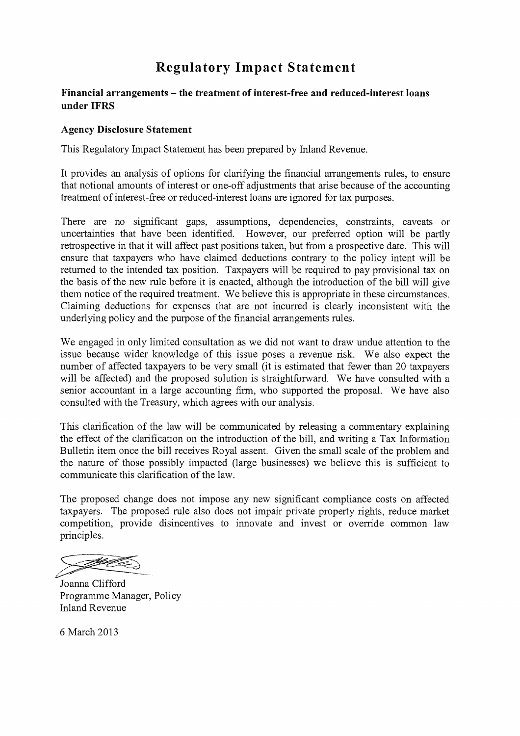# Regulatory Impact Statement

## Financial arrangements – the treatment of interest-free and reduced-interest loans under IFRS

### Agency Disclosure Statement

This Regulatory Impact Statement has been prepared by Inland Revenue.

It provides an analysis of options for clarifying the financial arrangements rules, to ensure that notional amounts of interest or one-off adjustments that arise because of the accounting treatment of interest-free or reduced-interest loans are ignored for tax purposes.

There are no significant gaps, assumptions, dependencies, constraints, caveats or uncertainties that have been identified. However, our preferred option will be partly retrospective in that it will affect past positions taken, but from a prospective date. This will ensure that taxpayers who have claimed deductions contrary to the policy intent will be returned to the intended tax position. Taxpayers will be required to pay provisional tax on the basis of the new rule before it is enacted, although the introduction of the bill will give them notice of the required treatment. We believe this is appropriate in these circumstances. Claiming deductions for expenses that are not incurred is clearly inconsistent with the underlying policy and the purpose of the financial arrangements rules.

We engaged in only limited consultation as we did not want to draw undue attention to the issue because wider knowledge of this issue poses a revenue risk. We also expect the number of affected taxpayers to be very small (it is estimated that fewer than 20 taxpayers will be affected) and the proposed solution is straightforward. We have consulted with a senior accountant in a large accounting firm, who supported the proposal. We have also consulted with the Treasury, which agrees with our analysis.

This clarification of the law will be communicated by releasing a commentary explaining the effect of the clarification on the introduction of the bill, and writing a Tax Information Bulletin item once the bill receives Royal assent. Given the small scale of the problem and the nature of those possibly impacted (large businesses) we believe this is sufficient to communicate this clarification of the law.

The proposed change does not impose any new significant compliance costs on affected taxpayers. The proposed rule also does not impair private property rights, reduce market competition, provide disincentives to innovate and invest or override common law principles.

Joanna Clifford
Programme Manager, Policy
Inland Revenue

6 March 2013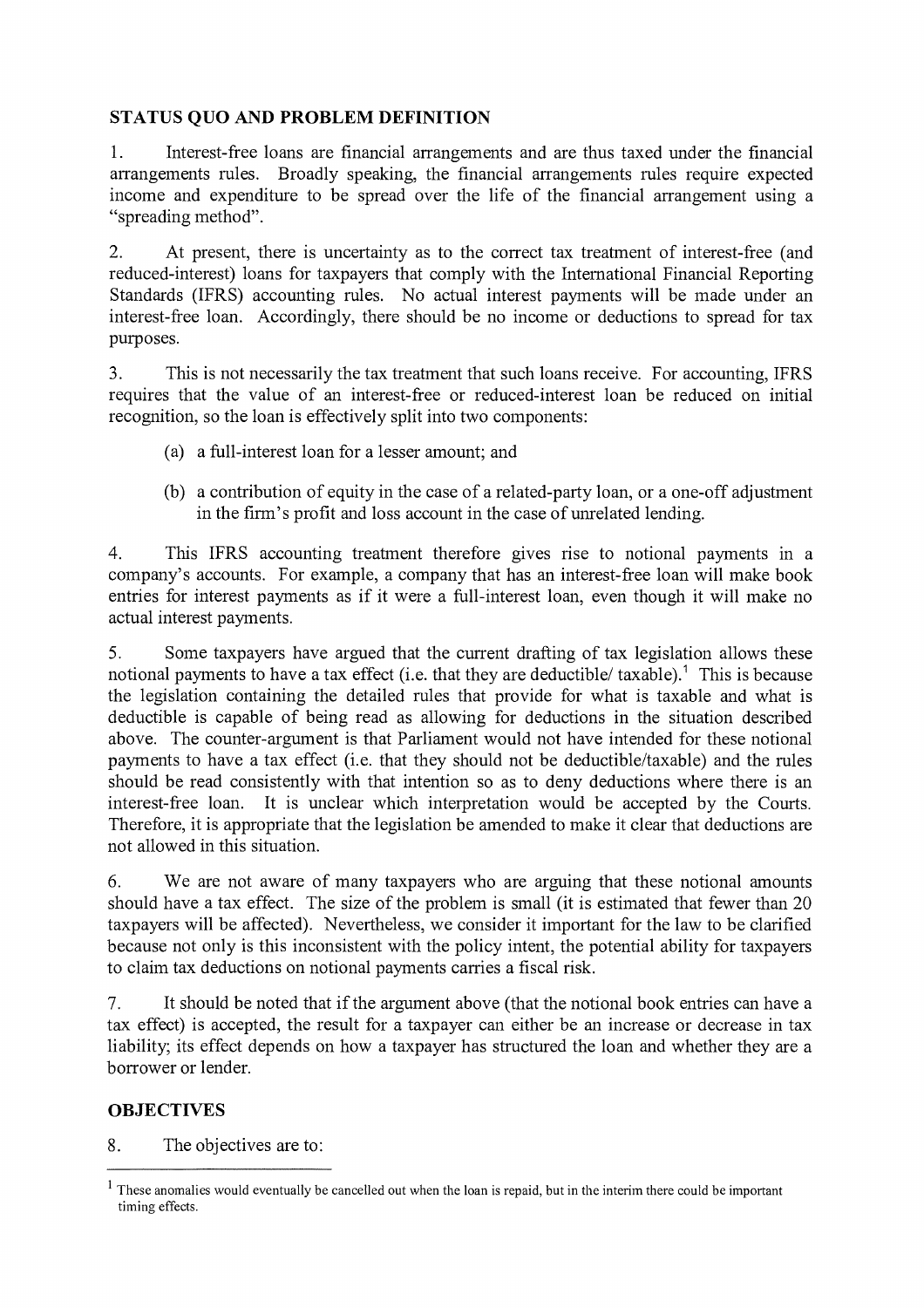## STATUS QUO AND PROBLEM DEFINITION

1. Interest-free loans are financial arrangements and are thus taxed under the financial arrangements rules. Broadly speaking, the financial arrangements rules require expected income and expenditure to be spread over the life of the financial arrangement using a "spreading method".

2. At present, there is uncertainty as to the correct tax treatment of interest-free (and reduced-interest) loans for taxpayers that comply with the International Financial Reporting Standards (IFRS) accounting rules. No actual interest payments will be made under an interest-free loan. Accordingly, there should be no income or deductions to spread for tax purposes.

3. This is not necessarily the tax treatment that such loans receive. For accounting, IFRS requires that the value of an interest-free or reduced-interest loan be reduced on initial recognition, so the loan is effectively split into two components:

   (a) a full-interest loan for a lesser amount; and

   (b) a contribution of equity in the case of a related-party loan, or a one-off adjustment in the firm's profit and loss account in the case of unrelated lending.

4. This IFRS accounting treatment therefore gives rise to notional payments in a company's accounts. For example, a company that has an interest-free loan will make book entries for interest payments as if it were a full-interest loan, even though it will make no actual interest payments.

5. Some taxpayers have argued that the current drafting of tax legislation allows these notional payments to have a tax effect (i.e. that they are deductible/ taxable).[1] This is because the legislation containing the detailed rules that provide for what is taxable and what is deductible is capable of being read as allowing for deductions in the situation described above. The counter-argument is that Parliament would not have intended for these notional payments to have a tax effect (i.e. that they should not be deductible/taxable) and the rules should be read consistently with that intention so as to deny deductions where there is an interest-free loan. It is unclear which interpretation would be accepted by the Courts. Therefore, it is appropriate that the legislation be amended to make it clear that deductions are not allowed in this situation.

6. We are not aware of many taxpayers who are arguing that these notional amounts should have a tax effect. The size of the problem is small (it is estimated that fewer than 20 taxpayers will be affected). Nevertheless, we consider it important for the law to be clarified because not only is this inconsistent with the policy intent, the potential ability for taxpayers to claim tax deductions on notional payments carries a fiscal risk.

7. It should be noted that if the argument above (that the notional book entries can have a tax effect) is accepted, the result for a taxpayer can either be an increase or decrease in tax liability; its effect depends on how a taxpayer has structured the loan and whether they are a borrower or lender.

## OBJECTIVES

8. The objectives are to:

[1] These anomalies would eventually be cancelled out when the loan is repaid, but in the interim there could be important timing effects.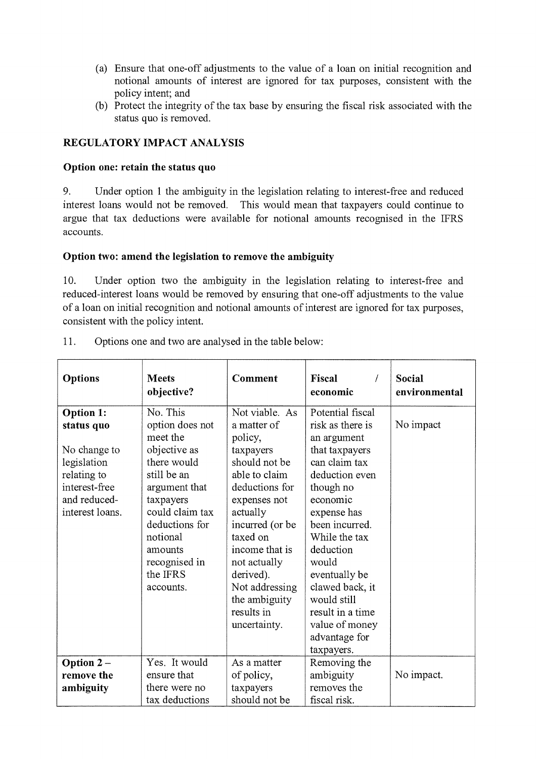(a) Ensure that one-off adjustments to the value of a loan on initial recognition and notional amounts of interest are ignored for tax purposes, consistent with the policy intent; and
(b) Protect the integrity of the tax base by ensuring the fiscal risk associated with the status quo is removed.

## REGULATORY IMPACT ANALYSIS

### Option one: retain the status quo

9. Under option 1 the ambiguity in the legislation relating to interest-free and reduced interest loans would not be removed. This would mean that taxpayers could continue to argue that tax deductions were available for notional amounts recognised in the IFRS accounts.

### Option two: amend the legislation to remove the ambiguity

10. Under option two the ambiguity in the legislation relating to interest-free and reduced-interest loans would be removed by ensuring that one-off adjustments to the value of a loan on initial recognition and notional amounts of interest are ignored for tax purposes, consistent with the policy intent.

11. Options one and two are analysed in the table below:

| Options | Meets objective? | Comment | Fiscal / economic | Social environmental |
|---|---|---|---|---|
| **Option 1: status quo**<br><br>No change to legislation relating to interest-free and reduced-interest loans. | No. This option does not meet the objective as there would still be an argument that taxpayers could claim tax deductions for notional amounts recognised in the IFRS accounts. | Not viable. As a matter of policy, taxpayers should not be able to claim deductions for expenses not actually incurred (or be taxed on income that is not actually derived). Not addressing the ambiguity results in uncertainty. | Potential fiscal risk as there is an argument that taxpayers can claim tax deduction even though no economic expense has been incurred. While the tax deduction would eventually be clawed back, it would still result in a time value of money advantage for taxpayers. | No impact |
| **Option 2 – remove the ambiguity** | Yes. It would ensure that there were no tax deductions | As a matter of policy, taxpayers should not be | Removing the ambiguity removes the fiscal risk. | No impact. |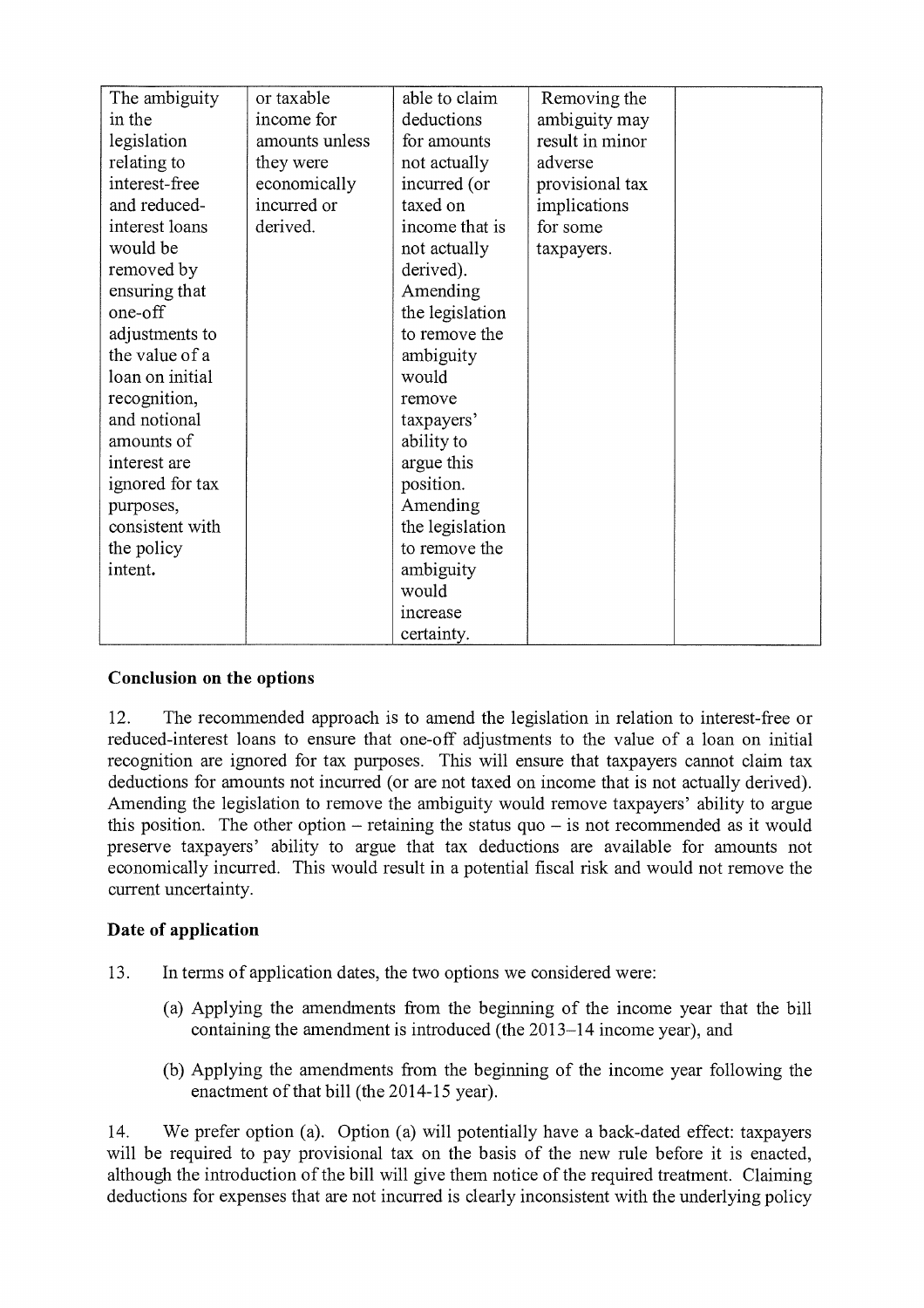| | | | | |
|---|---|---|---|---|
| The ambiguity in the legislation relating to interest-free and reduced-interest loans would be removed by ensuring that one-off adjustments to the value of a loan on initial recognition, and notional amounts of interest are ignored for tax purposes, consistent with the policy intent. | or taxable income for amounts unless they were economically incurred or derived. | able to claim deductions for amounts not actually incurred (or taxed on income that is not actually derived). Amending the legislation to remove the ambiguity would remove taxpayers' ability to argue this position. Amending the legislation to remove the ambiguity would increase certainty. | Removing the ambiguity may result in minor adverse provisional tax implications for some taxpayers. | |

### Conclusion on the options

12. The recommended approach is to amend the legislation in relation to interest-free or reduced-interest loans to ensure that one-off adjustments to the value of a loan on initial recognition are ignored for tax purposes. This will ensure that taxpayers cannot claim tax deductions for amounts not incurred (or are not taxed on income that is not actually derived). Amending the legislation to remove the ambiguity would remove taxpayers' ability to argue this position. The other option – retaining the status quo – is not recommended as it would preserve taxpayers' ability to argue that tax deductions are available for amounts not economically incurred. This would result in a potential fiscal risk and would not remove the current uncertainty.

### Date of application

13. In terms of application dates, the two options we considered were:

(a) Applying the amendments from the beginning of the income year that the bill containing the amendment is introduced (the 2013–14 income year), and

(b) Applying the amendments from the beginning of the income year following the enactment of that bill (the 2014-15 year).

14. We prefer option (a). Option (a) will potentially have a back-dated effect: taxpayers will be required to pay provisional tax on the basis of the new rule before it is enacted, although the introduction of the bill will give them notice of the required treatment. Claiming deductions for expenses that are not incurred is clearly inconsistent with the underlying policy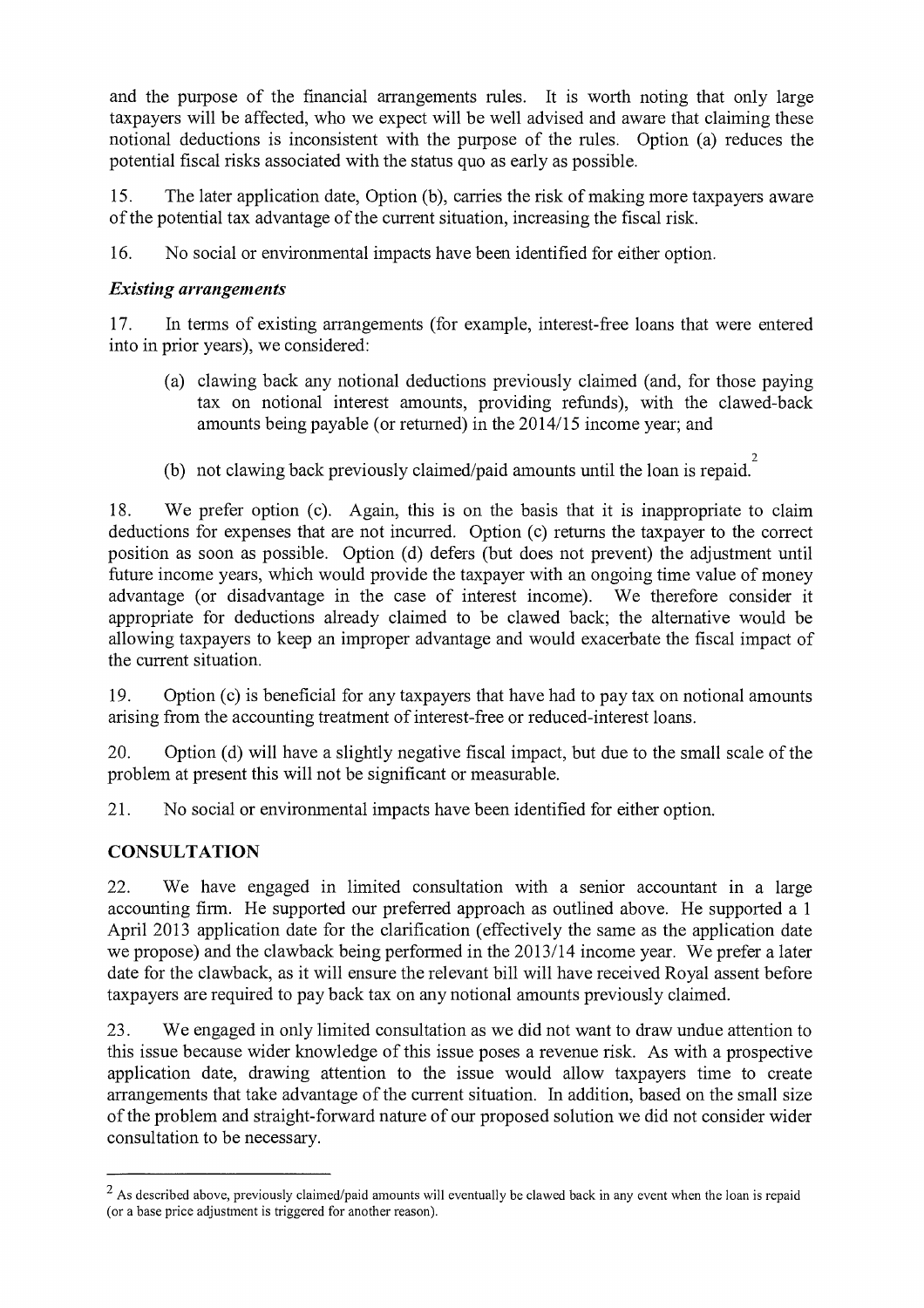and the purpose of the financial arrangements rules. It is worth noting that only large taxpayers will be affected, who we expect will be well advised and aware that claiming these notional deductions is inconsistent with the purpose of the rules. Option (a) reduces the potential fiscal risks associated with the status quo as early as possible.

15. The later application date, Option (b), carries the risk of making more taxpayers aware of the potential tax advantage of the current situation, increasing the fiscal risk.

16. No social or environmental impacts have been identified for either option.

### *Existing arrangements*

17. In terms of existing arrangements (for example, interest-free loans that were entered into in prior years), we considered:

(a) clawing back any notional deductions previously claimed (and, for those paying tax on notional interest amounts, providing refunds), with the clawed-back amounts being payable (or returned) in the 2014/15 income year; and

(b) not clawing back previously claimed/paid amounts until the loan is repaid.[2]

18. We prefer option (c). Again, this is on the basis that it is inappropriate to claim deductions for expenses that are not incurred. Option (c) returns the taxpayer to the correct position as soon as possible. Option (d) defers (but does not prevent) the adjustment until future income years, which would provide the taxpayer with an ongoing time value of money advantage (or disadvantage in the case of interest income). We therefore consider it appropriate for deductions already claimed to be clawed back; the alternative would be allowing taxpayers to keep an improper advantage and would exacerbate the fiscal impact of the current situation.

19. Option (c) is beneficial for any taxpayers that have had to pay tax on notional amounts arising from the accounting treatment of interest-free or reduced-interest loans.

20. Option (d) will have a slightly negative fiscal impact, but due to the small scale of the problem at present this will not be significant or measurable.

21. No social or environmental impacts have been identified for either option.

## CONSULTATION

22. We have engaged in limited consultation with a senior accountant in a large accounting firm. He supported our preferred approach as outlined above. He supported a 1 April 2013 application date for the clarification (effectively the same as the application date we propose) and the clawback being performed in the 2013/14 income year. We prefer a later date for the clawback, as it will ensure the relevant bill will have received Royal assent before taxpayers are required to pay back tax on any notional amounts previously claimed.

23. We engaged in only limited consultation as we did not want to draw undue attention to this issue because wider knowledge of this issue poses a revenue risk. As with a prospective application date, drawing attention to the issue would allow taxpayers time to create arrangements that take advantage of the current situation. In addition, based on the small size of the problem and straight-forward nature of our proposed solution we did not consider wider consultation to be necessary.

---

[2] As described above, previously claimed/paid amounts will eventually be clawed back in any event when the loan is repaid (or a base price adjustment is triggered for another reason).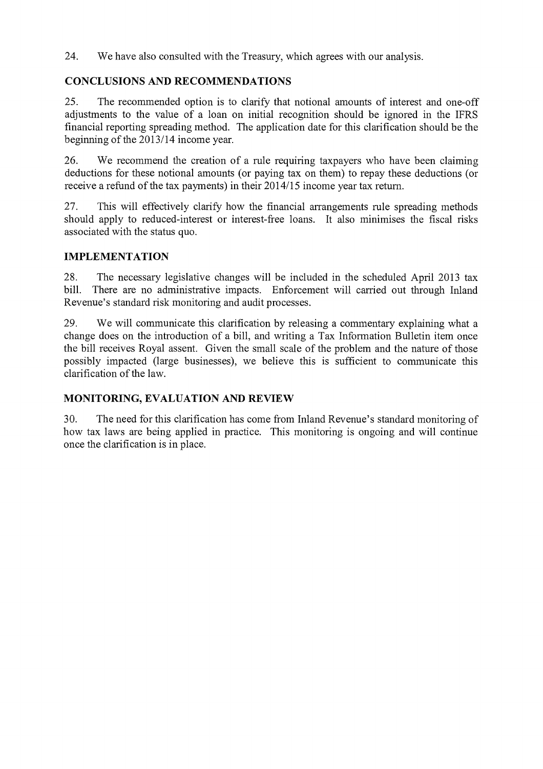24. We have also consulted with the Treasury, which agrees with our analysis.

## CONCLUSIONS AND RECOMMENDATIONS

25. The recommended option is to clarify that notional amounts of interest and one-off adjustments to the value of a loan on initial recognition should be ignored in the IFRS financial reporting spreading method. The application date for this clarification should be the beginning of the 2013/14 income year.

26. We recommend the creation of a rule requiring taxpayers who have been claiming deductions for these notional amounts (or paying tax on them) to repay these deductions (or receive a refund of the tax payments) in their 2014/15 income year tax return.

27. This will effectively clarify how the financial arrangements rule spreading methods should apply to reduced-interest or interest-free loans. It also minimises the fiscal risks associated with the status quo.

## IMPLEMENTATION

28. The necessary legislative changes will be included in the scheduled April 2013 tax bill. There are no administrative impacts. Enforcement will carried out through Inland Revenue's standard risk monitoring and audit processes.

29. We will communicate this clarification by releasing a commentary explaining what a change does on the introduction of a bill, and writing a Tax Information Bulletin item once the bill receives Royal assent. Given the small scale of the problem and the nature of those possibly impacted (large businesses), we believe this is sufficient to communicate this clarification of the law.

## MONITORING, EVALUATION AND REVIEW

30. The need for this clarification has come from Inland Revenue's standard monitoring of how tax laws are being applied in practice. This monitoring is ongoing and will continue once the clarification is in place.